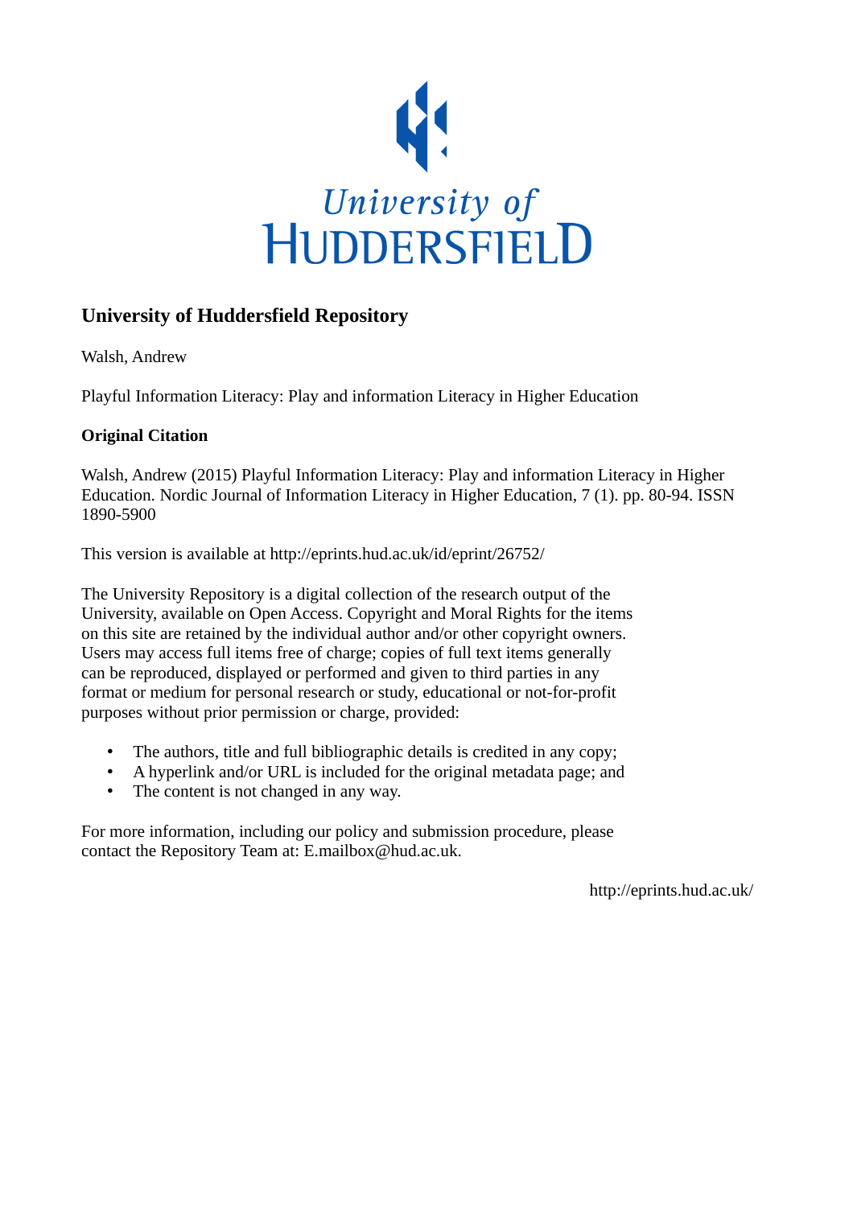University of
HUDDERSFIELD

## University of Huddersfield Repository

Walsh, Andrew

Playful Information Literacy: Play and information Literacy in Higher Education

### Original Citation

Walsh, Andrew (2015) Playful Information Literacy: Play and information Literacy in Higher Education. Nordic Journal of Information Literacy in Higher Education, 7 (1). pp. 80-94. ISSN 1890-5900

This version is available at http://eprints.hud.ac.uk/id/eprint/26752/

The University Repository is a digital collection of the research output of the University, available on Open Access. Copyright and Moral Rights for the items on this site are retained by the individual author and/or other copyright owners. Users may access full items free of charge; copies of full text items generally can be reproduced, displayed or performed and given to third parties in any format or medium for personal research or study, educational or not-for-profit purposes without prior permission or charge, provided:

- The authors, title and full bibliographic details is credited in any copy;
- A hyperlink and/or URL is included for the original metadata page; and
- The content is not changed in any way.

For more information, including our policy and submission procedure, please contact the Repository Team at: E.mailbox@hud.ac.uk.

http://eprints.hud.ac.uk/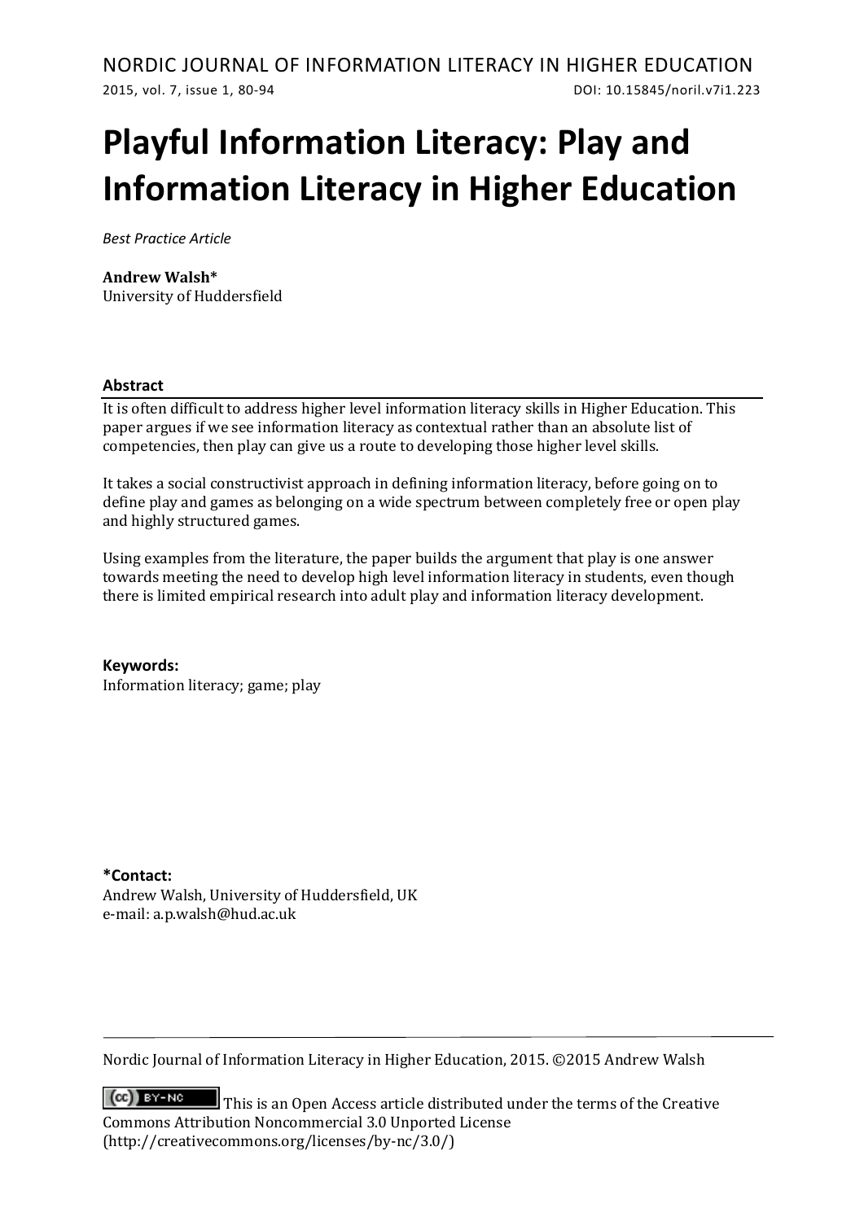# Playful Information Literacy: Play and Information Literacy in Higher Education

*Best Practice Article*

**Andrew Walsh***
University of Huddersfield

**Abstract**

It is often difficult to address higher level information literacy skills in Higher Education. This paper argues if we see information literacy as contextual rather than an absolute list of competencies, then play can give us a route to developing those higher level skills.

It takes a social constructivist approach in defining information literacy, before going on to define play and games as belonging on a wide spectrum between completely free or open play and highly structured games.

Using examples from the literature, the paper builds the argument that play is one answer towards meeting the need to develop high level information literacy in students, even though there is limited empirical research into adult play and information literacy development.

**Keywords:**
Information literacy; game; play

***Contact:**
Andrew Walsh, University of Huddersfield, UK
e-mail: a.p.walsh@hud.ac.uk

Nordic Journal of Information Literacy in Higher Education, 2015. ©2015 Andrew Walsh

This is an Open Access article distributed under the terms of the Creative Commons Attribution Noncommercial 3.0 Unported License (http://creativecommons.org/licenses/by-nc/3.0/)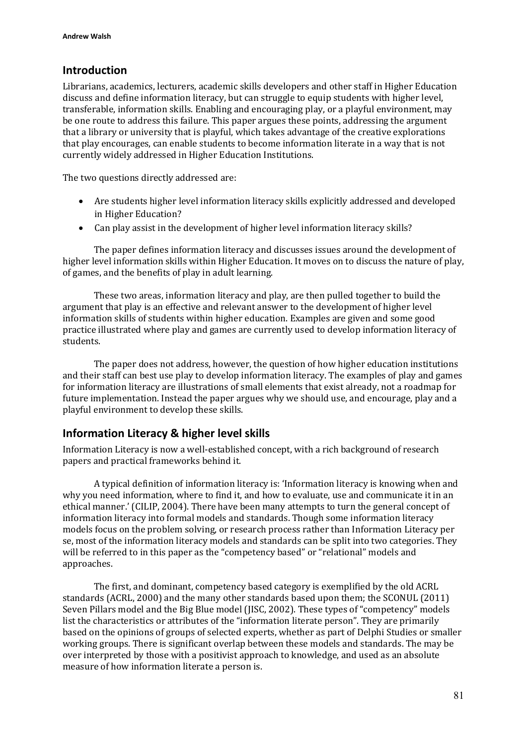## Introduction

Librarians, academics, lecturers, academic skills developers and other staff in Higher Education discuss and define information literacy, but can struggle to equip students with higher level, transferable, information skills. Enabling and encouraging play, or a playful environment, may be one route to address this failure. This paper argues these points, addressing the argument that a library or university that is playful, which takes advantage of the creative explorations that play encourages, can enable students to become information literate in a way that is not currently widely addressed in Higher Education Institutions.

The two questions directly addressed are:

- Are students higher level information literacy skills explicitly addressed and developed in Higher Education?
- Can play assist in the development of higher level information literacy skills?

The paper defines information literacy and discusses issues around the development of higher level information skills within Higher Education. It moves on to discuss the nature of play, of games, and the benefits of play in adult learning.

These two areas, information literacy and play, are then pulled together to build the argument that play is an effective and relevant answer to the development of higher level information skills of students within higher education. Examples are given and some good practice illustrated where play and games are currently used to develop information literacy of students.

The paper does not address, however, the question of how higher education institutions and their staff can best use play to develop information literacy. The examples of play and games for information literacy are illustrations of small elements that exist already, not a roadmap for future implementation. Instead the paper argues why we should use, and encourage, play and a playful environment to develop these skills.

## Information Literacy & higher level skills

Information Literacy is now a well-established concept, with a rich background of research papers and practical frameworks behind it.

A typical definition of information literacy is: 'Information literacy is knowing when and why you need information, where to find it, and how to evaluate, use and communicate it in an ethical manner.' (CILIP, 2004). There have been many attempts to turn the general concept of information literacy into formal models and standards. Though some information literacy models focus on the problem solving, or research process rather than Information Literacy per se, most of the information literacy models and standards can be split into two categories. They will be referred to in this paper as the "competency based" or "relational" models and approaches.

The first, and dominant, competency based category is exemplified by the old ACRL standards (ACRL, 2000) and the many other standards based upon them; the SCONUL (2011) Seven Pillars model and the Big Blue model (JISC, 2002). These types of "competency" models list the characteristics or attributes of the "information literate person". They are primarily based on the opinions of groups of selected experts, whether as part of Delphi Studies or smaller working groups. There is significant overlap between these models and standards. The may be over interpreted by those with a positivist approach to knowledge, and used as an absolute measure of how information literate a person is.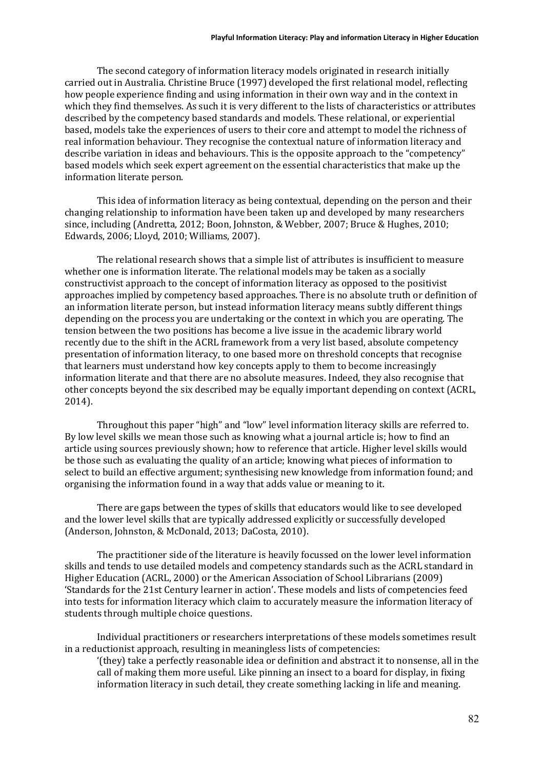The second category of information literacy models originated in research initially carried out in Australia. Christine Bruce (1997) developed the first relational model, reflecting how people experience finding and using information in their own way and in the context in which they find themselves. As such it is very different to the lists of characteristics or attributes described by the competency based standards and models. These relational, or experiential based, models take the experiences of users to their core and attempt to model the richness of real information behaviour. They recognise the contextual nature of information literacy and describe variation in ideas and behaviours. This is the opposite approach to the "competency" based models which seek expert agreement on the essential characteristics that make up the information literate person.

This idea of information literacy as being contextual, depending on the person and their changing relationship to information have been taken up and developed by many researchers since, including (Andretta, 2012; Boon, Johnston, & Webber, 2007; Bruce & Hughes, 2010; Edwards, 2006; Lloyd, 2010; Williams, 2007).

The relational research shows that a simple list of attributes is insufficient to measure whether one is information literate. The relational models may be taken as a socially constructivist approach to the concept of information literacy as opposed to the positivist approaches implied by competency based approaches. There is no absolute truth or definition of an information literate person, but instead information literacy means subtly different things depending on the process you are undertaking or the context in which you are operating. The tension between the two positions has become a live issue in the academic library world recently due to the shift in the ACRL framework from a very list based, absolute competency presentation of information literacy, to one based more on threshold concepts that recognise that learners must understand how key concepts apply to them to become increasingly information literate and that there are no absolute measures. Indeed, they also recognise that other concepts beyond the six described may be equally important depending on context (ACRL, 2014).

Throughout this paper "high" and "low" level information literacy skills are referred to. By low level skills we mean those such as knowing what a journal article is; how to find an article using sources previously shown; how to reference that article. Higher level skills would be those such as evaluating the quality of an article; knowing what pieces of information to select to build an effective argument; synthesising new knowledge from information found; and organising the information found in a way that adds value or meaning to it.

There are gaps between the types of skills that educators would like to see developed and the lower level skills that are typically addressed explicitly or successfully developed (Anderson, Johnston, & McDonald, 2013; DaCosta, 2010).

The practitioner side of the literature is heavily focussed on the lower level information skills and tends to use detailed models and competency standards such as the ACRL standard in Higher Education (ACRL, 2000) or the American Association of School Librarians (2009) 'Standards for the 21st Century learner in action'. These models and lists of competencies feed into tests for information literacy which claim to accurately measure the information literacy of students through multiple choice questions.

Individual practitioners or researchers interpretations of these models sometimes result in a reductionist approach, resulting in meaningless lists of competencies:

> '(they) take a perfectly reasonable idea or definition and abstract it to nonsense, all in the call of making them more useful. Like pinning an insect to a board for display, in fixing information literacy in such detail, they create something lacking in life and meaning.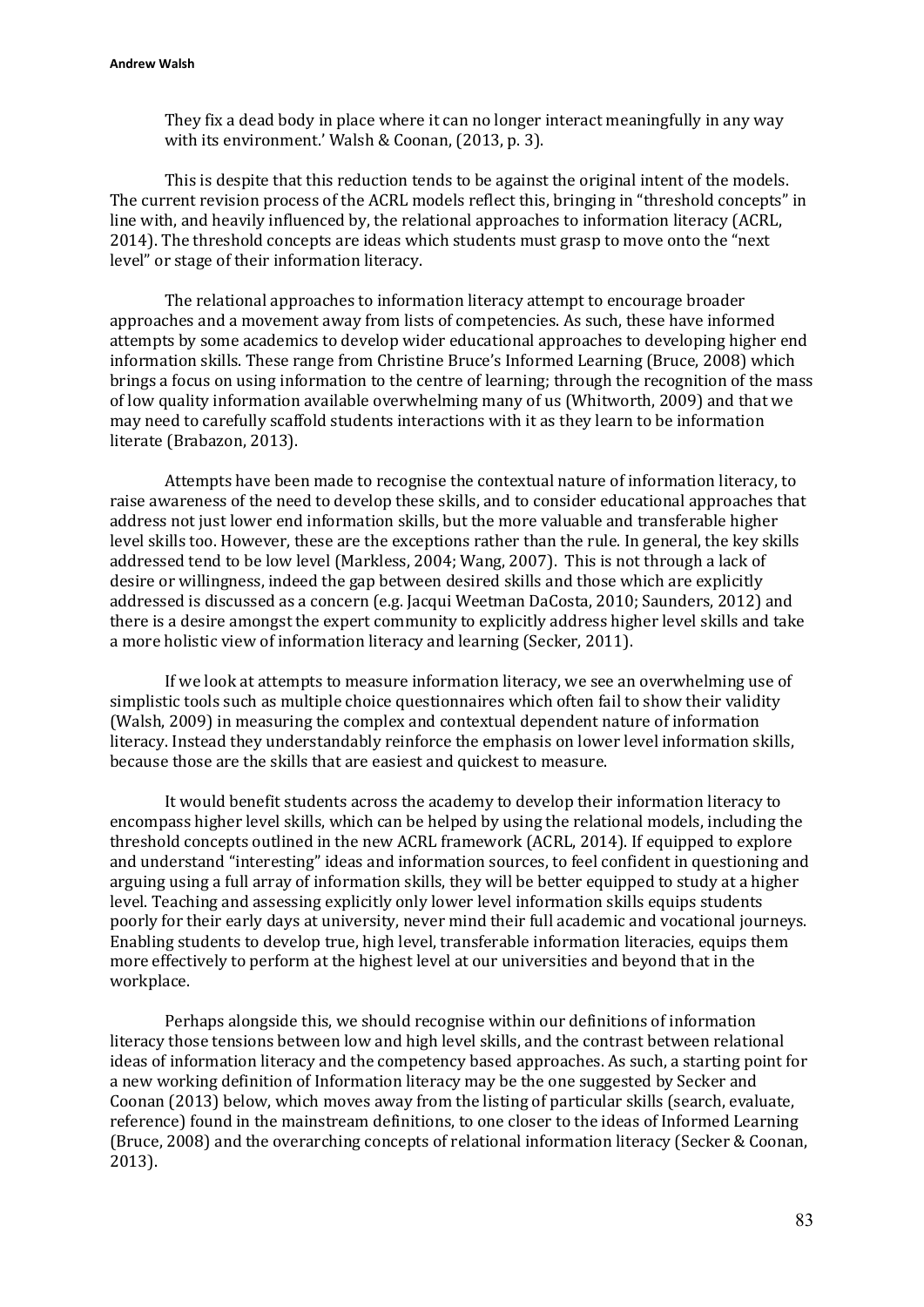They fix a dead body in place where it can no longer interact meaningfully in any way with its environment.' Walsh & Coonan, (2013, p. 3).

This is despite that this reduction tends to be against the original intent of the models. The current revision process of the ACRL models reflect this, bringing in "threshold concepts" in line with, and heavily influenced by, the relational approaches to information literacy (ACRL, 2014). The threshold concepts are ideas which students must grasp to move onto the "next level" or stage of their information literacy.

The relational approaches to information literacy attempt to encourage broader approaches and a movement away from lists of competencies. As such, these have informed attempts by some academics to develop wider educational approaches to developing higher end information skills. These range from Christine Bruce's Informed Learning (Bruce, 2008) which brings a focus on using information to the centre of learning; through the recognition of the mass of low quality information available overwhelming many of us (Whitworth, 2009) and that we may need to carefully scaffold students interactions with it as they learn to be information literate (Brabazon, 2013).

Attempts have been made to recognise the contextual nature of information literacy, to raise awareness of the need to develop these skills, and to consider educational approaches that address not just lower end information skills, but the more valuable and transferable higher level skills too. However, these are the exceptions rather than the rule. In general, the key skills addressed tend to be low level (Markless, 2004; Wang, 2007). This is not through a lack of desire or willingness, indeed the gap between desired skills and those which are explicitly addressed is discussed as a concern (e.g. Jacqui Weetman DaCosta, 2010; Saunders, 2012) and there is a desire amongst the expert community to explicitly address higher level skills and take a more holistic view of information literacy and learning (Secker, 2011).

If we look at attempts to measure information literacy, we see an overwhelming use of simplistic tools such as multiple choice questionnaires which often fail to show their validity (Walsh, 2009) in measuring the complex and contextual dependent nature of information literacy. Instead they understandably reinforce the emphasis on lower level information skills, because those are the skills that are easiest and quickest to measure.

It would benefit students across the academy to develop their information literacy to encompass higher level skills, which can be helped by using the relational models, including the threshold concepts outlined in the new ACRL framework (ACRL, 2014). If equipped to explore and understand "interesting" ideas and information sources, to feel confident in questioning and arguing using a full array of information skills, they will be better equipped to study at a higher level. Teaching and assessing explicitly only lower level information skills equips students poorly for their early days at university, never mind their full academic and vocational journeys. Enabling students to develop true, high level, transferable information literacies, equips them more effectively to perform at the highest level at our universities and beyond that in the workplace.

Perhaps alongside this, we should recognise within our definitions of information literacy those tensions between low and high level skills, and the contrast between relational ideas of information literacy and the competency based approaches. As such, a starting point for a new working definition of Information literacy may be the one suggested by Secker and Coonan (2013) below, which moves away from the listing of particular skills (search, evaluate, reference) found in the mainstream definitions, to one closer to the ideas of Informed Learning (Bruce, 2008) and the overarching concepts of relational information literacy (Secker & Coonan, 2013).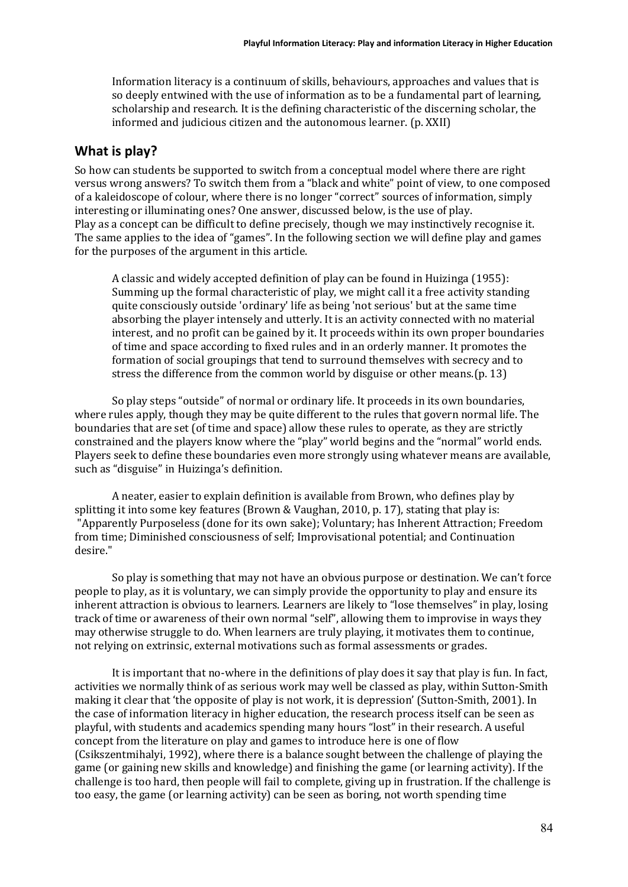> Information literacy is a continuum of skills, behaviours, approaches and values that is so deeply entwined with the use of information as to be a fundamental part of learning, scholarship and research. It is the defining characteristic of the discerning scholar, the informed and judicious citizen and the autonomous learner. (p. XXII)

## What is play?

So how can students be supported to switch from a conceptual model where there are right versus wrong answers? To switch them from a "black and white" point of view, to one composed of a kaleidoscope of colour, where there is no longer "correct" sources of information, simply interesting or illuminating ones? One answer, discussed below, is the use of play.
Play as a concept can be difficult to define precisely, though we may instinctively recognise it. The same applies to the idea of "games". In the following section we will define play and games for the purposes of the argument in this article.

> A classic and widely accepted definition of play can be found in Huizinga (1955): Summing up the formal characteristic of play, we might call it a free activity standing quite consciously outside 'ordinary' life as being 'not serious' but at the same time absorbing the player intensely and utterly. It is an activity connected with no material interest, and no profit can be gained by it. It proceeds within its own proper boundaries of time and space according to fixed rules and in an orderly manner. It promotes the formation of social groupings that tend to surround themselves with secrecy and to stress the difference from the common world by disguise or other means.(p. 13)

So play steps "outside" of normal or ordinary life. It proceeds in its own boundaries, where rules apply, though they may be quite different to the rules that govern normal life. The boundaries that are set (of time and space) allow these rules to operate, as they are strictly constrained and the players know where the "play" world begins and the "normal" world ends. Players seek to define these boundaries even more strongly using whatever means are available, such as "disguise" in Huizinga's definition.

A neater, easier to explain definition is available from Brown, who defines play by splitting it into some key features (Brown & Vaughan, 2010, p. 17), stating that play is: "Apparently Purposeless (done for its own sake); Voluntary; has Inherent Attraction; Freedom from time; Diminished consciousness of self; Improvisational potential; and Continuation desire."

So play is something that may not have an obvious purpose or destination. We can't force people to play, as it is voluntary, we can simply provide the opportunity to play and ensure its inherent attraction is obvious to learners. Learners are likely to "lose themselves" in play, losing track of time or awareness of their own normal "self", allowing them to improvise in ways they may otherwise struggle to do. When learners are truly playing, it motivates them to continue, not relying on extrinsic, external motivations such as formal assessments or grades.

It is important that no-where in the definitions of play does it say that play is fun. In fact, activities we normally think of as serious work may well be classed as play, within Sutton-Smith making it clear that 'the opposite of play is not work, it is depression' (Sutton-Smith, 2001). In the case of information literacy in higher education, the research process itself can be seen as playful, with students and academics spending many hours "lost" in their research. A useful concept from the literature on play and games to introduce here is one of flow (Csikszentmihalyi, 1992), where there is a balance sought between the challenge of playing the game (or gaining new skills and knowledge) and finishing the game (or learning activity). If the challenge is too hard, then people will fail to complete, giving up in frustration. If the challenge is too easy, the game (or learning activity) can be seen as boring, not worth spending time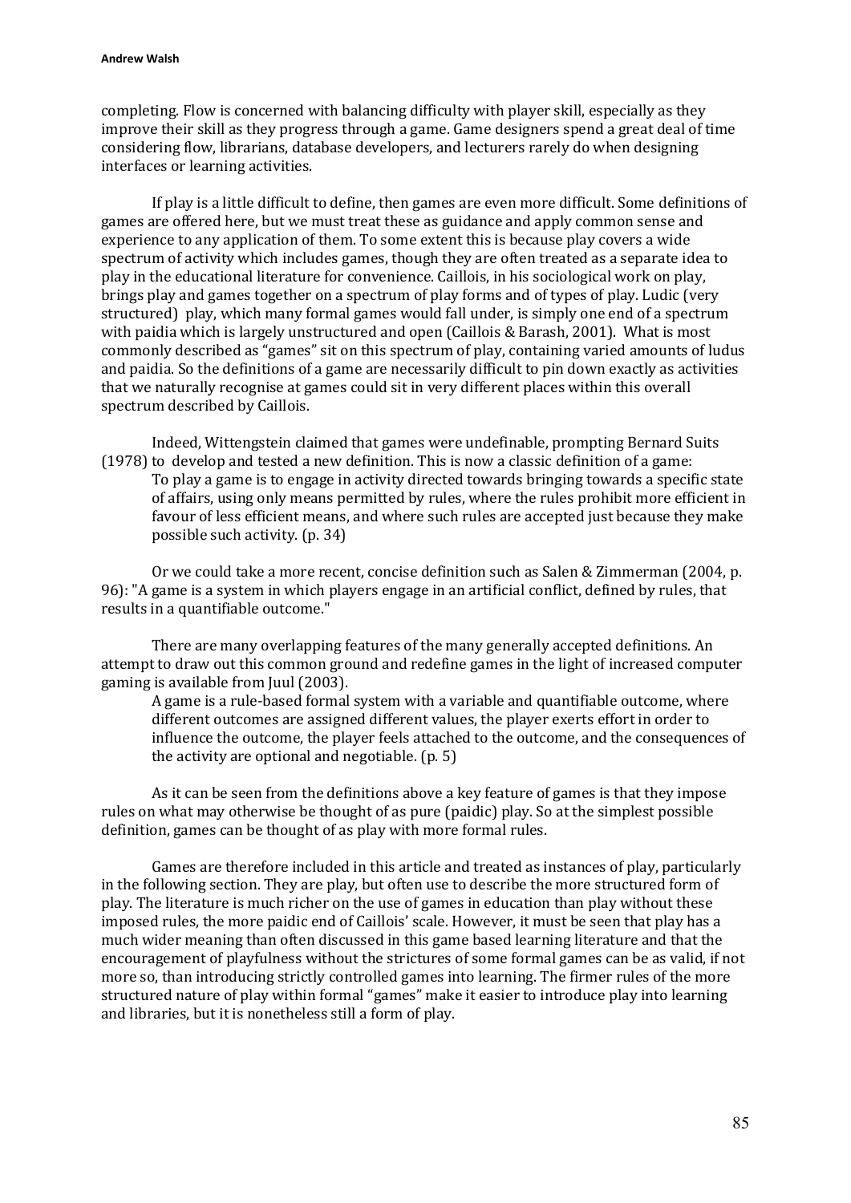completing. Flow is concerned with balancing difficulty with player skill, especially as they improve their skill as they progress through a game. Game designers spend a great deal of time considering flow, librarians, database developers, and lecturers rarely do when designing interfaces or learning activities.

If play is a little difficult to define, then games are even more difficult. Some definitions of games are offered here, but we must treat these as guidance and apply common sense and experience to any application of them. To some extent this is because play covers a wide spectrum of activity which includes games, though they are often treated as a separate idea to play in the educational literature for convenience. Caillois, in his sociological work on play, brings play and games together on a spectrum of play forms and of types of play. Ludic (very structured) play, which many formal games would fall under, is simply one end of a spectrum with paidia which is largely unstructured and open (Caillois & Barash, 2001). What is most commonly described as "games" sit on this spectrum of play, containing varied amounts of ludus and paidia. So the definitions of a game are necessarily difficult to pin down exactly as activities that we naturally recognise at games could sit in very different places within this overall spectrum described by Caillois.

Indeed, Wittengstein claimed that games were undefinable, prompting Bernard Suits (1978) to develop and tested a new definition. This is now a classic definition of a game:

> To play a game is to engage in activity directed towards bringing towards a specific state of affairs, using only means permitted by rules, where the rules prohibit more efficient in favour of less efficient means, and where such rules are accepted just because they make possible such activity. (p. 34)

Or we could take a more recent, concise definition such as Salen & Zimmerman (2004, p. 96): "A game is a system in which players engage in an artificial conflict, defined by rules, that results in a quantifiable outcome."

There are many overlapping features of the many generally accepted definitions. An attempt to draw out this common ground and redefine games in the light of increased computer gaming is available from Juul (2003).

> A game is a rule-based formal system with a variable and quantifiable outcome, where different outcomes are assigned different values, the player exerts effort in order to influence the outcome, the player feels attached to the outcome, and the consequences of the activity are optional and negotiable. (p. 5)

As it can be seen from the definitions above a key feature of games is that they impose rules on what may otherwise be thought of as pure (paidic) play. So at the simplest possible definition, games can be thought of as play with more formal rules.

Games are therefore included in this article and treated as instances of play, particularly in the following section. They are play, but often use to describe the more structured form of play. The literature is much richer on the use of games in education than play without these imposed rules, the more paidic end of Caillois' scale. However, it must be seen that play has a much wider meaning than often discussed in this game based learning literature and that the encouragement of playfulness without the strictures of some formal games can be as valid, if not more so, than introducing strictly controlled games into learning. The firmer rules of the more structured nature of play within formal "games" make it easier to introduce play into learning and libraries, but it is nonetheless still a form of play.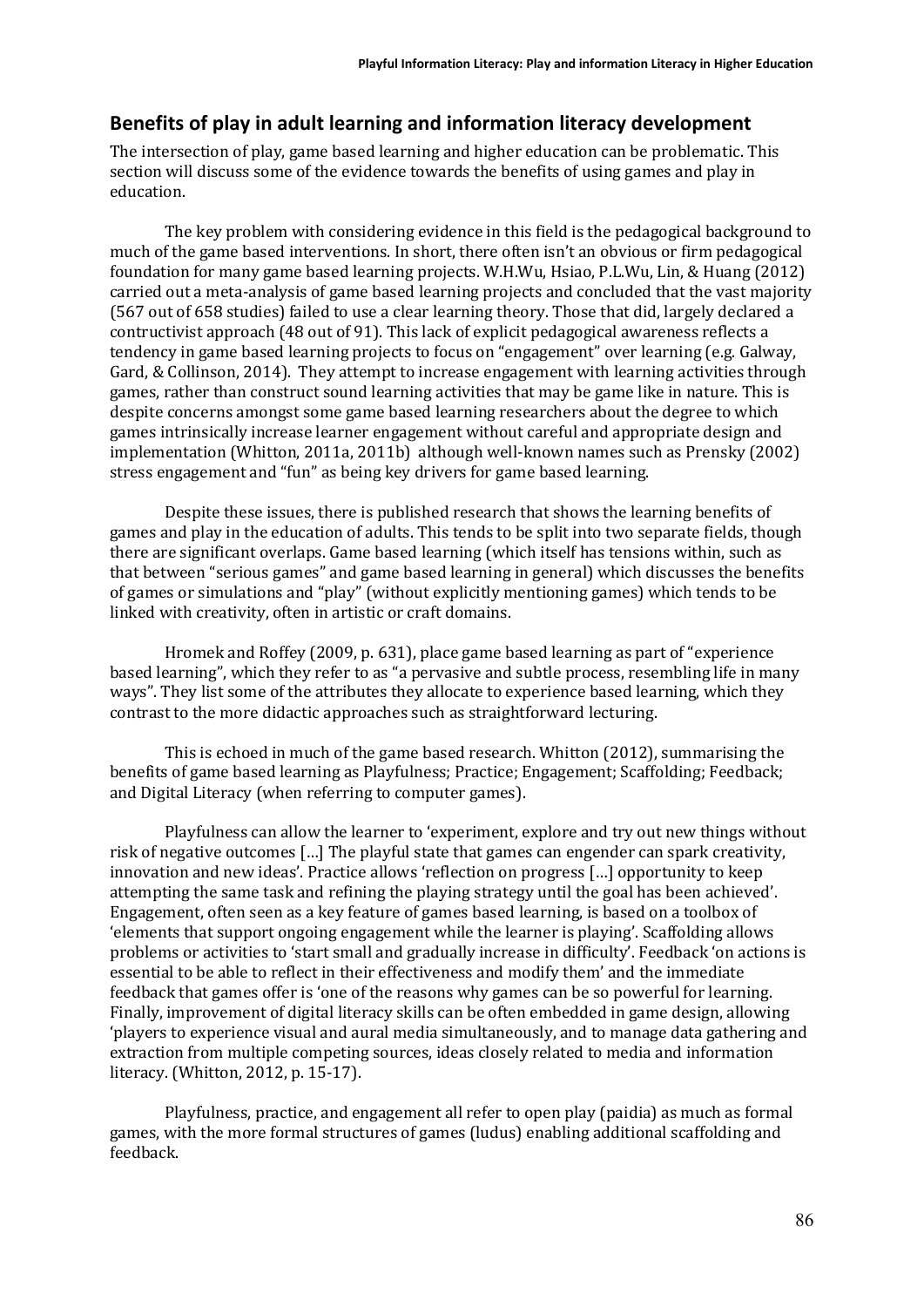## Benefits of play in adult learning and information literacy development

The intersection of play, game based learning and higher education can be problematic. This section will discuss some of the evidence towards the benefits of using games and play in education.

The key problem with considering evidence in this field is the pedagogical background to much of the game based interventions. In short, there often isn't an obvious or firm pedagogical foundation for many game based learning projects. W.H.Wu, Hsiao, P.L.Wu, Lin, & Huang (2012) carried out a meta-analysis of game based learning projects and concluded that the vast majority (567 out of 658 studies) failed to use a clear learning theory. Those that did, largely declared a contructivist approach (48 out of 91). This lack of explicit pedagogical awareness reflects a tendency in game based learning projects to focus on "engagement" over learning (e.g. Galway, Gard, & Collinson, 2014). They attempt to increase engagement with learning activities through games, rather than construct sound learning activities that may be game like in nature. This is despite concerns amongst some game based learning researchers about the degree to which games intrinsically increase learner engagement without careful and appropriate design and implementation (Whitton, 2011a, 2011b) although well-known names such as Prensky (2002) stress engagement and "fun" as being key drivers for game based learning.

Despite these issues, there is published research that shows the learning benefits of games and play in the education of adults. This tends to be split into two separate fields, though there are significant overlaps. Game based learning (which itself has tensions within, such as that between "serious games" and game based learning in general) which discusses the benefits of games or simulations and "play" (without explicitly mentioning games) which tends to be linked with creativity, often in artistic or craft domains.

Hromek and Roffey (2009, p. 631), place game based learning as part of "experience based learning", which they refer to as "a pervasive and subtle process, resembling life in many ways". They list some of the attributes they allocate to experience based learning, which they contrast to the more didactic approaches such as straightforward lecturing.

This is echoed in much of the game based research. Whitton (2012), summarising the benefits of game based learning as Playfulness; Practice; Engagement; Scaffolding; Feedback; and Digital Literacy (when referring to computer games).

Playfulness can allow the learner to 'experiment, explore and try out new things without risk of negative outcomes […] The playful state that games can engender can spark creativity, innovation and new ideas'. Practice allows 'reflection on progress […] opportunity to keep attempting the same task and refining the playing strategy until the goal has been achieved'. Engagement, often seen as a key feature of games based learning, is based on a toolbox of 'elements that support ongoing engagement while the learner is playing'. Scaffolding allows problems or activities to 'start small and gradually increase in difficulty'. Feedback 'on actions is essential to be able to reflect in their effectiveness and modify them' and the immediate feedback that games offer is 'one of the reasons why games can be so powerful for learning. Finally, improvement of digital literacy skills can be often embedded in game design, allowing 'players to experience visual and aural media simultaneously, and to manage data gathering and extraction from multiple competing sources, ideas closely related to media and information literacy. (Whitton, 2012, p. 15-17).

Playfulness, practice, and engagement all refer to open play (paidia) as much as formal games, with the more formal structures of games (ludus) enabling additional scaffolding and feedback.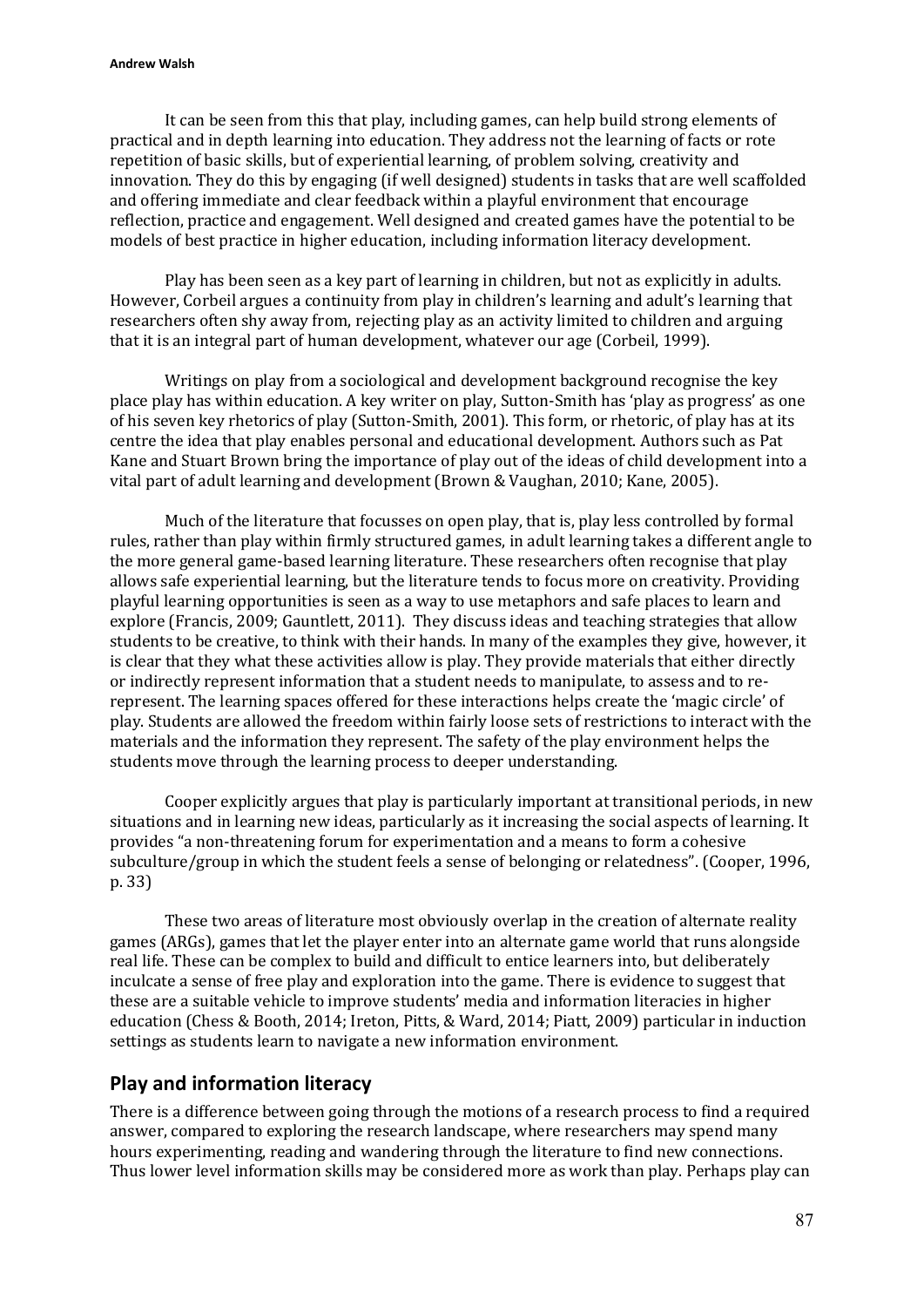It can be seen from this that play, including games, can help build strong elements of practical and in depth learning into education. They address not the learning of facts or rote repetition of basic skills, but of experiential learning, of problem solving, creativity and innovation. They do this by engaging (if well designed) students in tasks that are well scaffolded and offering immediate and clear feedback within a playful environment that encourage reflection, practice and engagement. Well designed and created games have the potential to be models of best practice in higher education, including information literacy development.

Play has been seen as a key part of learning in children, but not as explicitly in adults. However, Corbeil argues a continuity from play in children's learning and adult's learning that researchers often shy away from, rejecting play as an activity limited to children and arguing that it is an integral part of human development, whatever our age (Corbeil, 1999).

Writings on play from a sociological and development background recognise the key place play has within education. A key writer on play, Sutton-Smith has 'play as progress' as one of his seven key rhetorics of play (Sutton-Smith, 2001). This form, or rhetoric, of play has at its centre the idea that play enables personal and educational development. Authors such as Pat Kane and Stuart Brown bring the importance of play out of the ideas of child development into a vital part of adult learning and development (Brown & Vaughan, 2010; Kane, 2005).

Much of the literature that focusses on open play, that is, play less controlled by formal rules, rather than play within firmly structured games, in adult learning takes a different angle to the more general game-based learning literature. These researchers often recognise that play allows safe experiential learning, but the literature tends to focus more on creativity. Providing playful learning opportunities is seen as a way to use metaphors and safe places to learn and explore (Francis, 2009; Gauntlett, 2011). They discuss ideas and teaching strategies that allow students to be creative, to think with their hands. In many of the examples they give, however, it is clear that they what these activities allow is play. They provide materials that either directly or indirectly represent information that a student needs to manipulate, to assess and to re-represent. The learning spaces offered for these interactions helps create the 'magic circle' of play. Students are allowed the freedom within fairly loose sets of restrictions to interact with the materials and the information they represent. The safety of the play environment helps the students move through the learning process to deeper understanding.

Cooper explicitly argues that play is particularly important at transitional periods, in new situations and in learning new ideas, particularly as it increasing the social aspects of learning. It provides "a non-threatening forum for experimentation and a means to form a cohesive subculture/group in which the student feels a sense of belonging or relatedness". (Cooper, 1996, p. 33)

These two areas of literature most obviously overlap in the creation of alternate reality games (ARGs), games that let the player enter into an alternate game world that runs alongside real life. These can be complex to build and difficult to entice learners into, but deliberately inculcate a sense of free play and exploration into the game. There is evidence to suggest that these are a suitable vehicle to improve students' media and information literacies in higher education (Chess & Booth, 2014; Ireton, Pitts, & Ward, 2014; Piatt, 2009) particular in induction settings as students learn to navigate a new information environment.

## Play and information literacy

There is a difference between going through the motions of a research process to find a required answer, compared to exploring the research landscape, where researchers may spend many hours experimenting, reading and wandering through the literature to find new connections. Thus lower level information skills may be considered more as work than play. Perhaps play can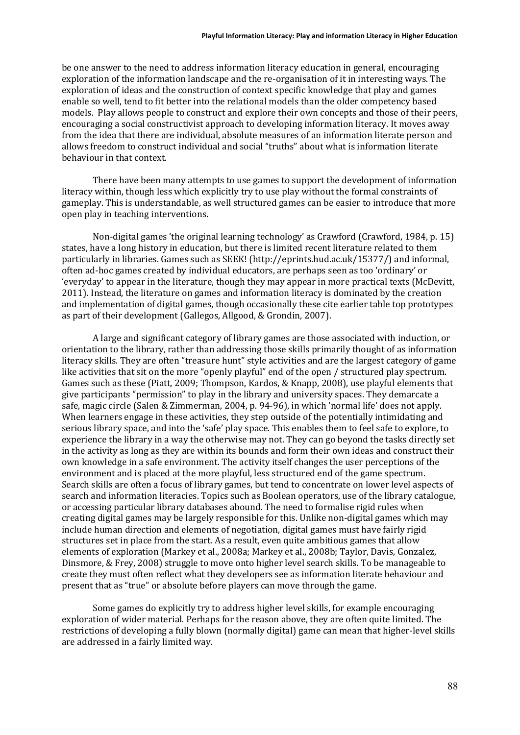be one answer to the need to address information literacy education in general, encouraging exploration of the information landscape and the re-organisation of it in interesting ways. The exploration of ideas and the construction of context specific knowledge that play and games enable so well, tend to fit better into the relational models than the older competency based models. Play allows people to construct and explore their own concepts and those of their peers, encouraging a social constructivist approach to developing information literacy. It moves away from the idea that there are individual, absolute measures of an information literate person and allows freedom to construct individual and social "truths" about what is information literate behaviour in that context.

There have been many attempts to use games to support the development of information literacy within, though less which explicitly try to use play without the formal constraints of gameplay. This is understandable, as well structured games can be easier to introduce that more open play in teaching interventions.

Non-digital games 'the original learning technology' as Crawford (Crawford, 1984, p. 15) states, have a long history in education, but there is limited recent literature related to them particularly in libraries. Games such as SEEK! (http://eprints.hud.ac.uk/15377/) and informal, often ad-hoc games created by individual educators, are perhaps seen as too 'ordinary' or 'everyday' to appear in the literature, though they may appear in more practical texts (McDevitt, 2011). Instead, the literature on games and information literacy is dominated by the creation and implementation of digital games, though occasionally these cite earlier table top prototypes as part of their development (Gallegos, Allgood, & Grondin, 2007).

A large and significant category of library games are those associated with induction, or orientation to the library, rather than addressing those skills primarily thought of as information literacy skills. They are often "treasure hunt" style activities and are the largest category of game like activities that sit on the more "openly playful" end of the open / structured play spectrum. Games such as these (Piatt, 2009; Thompson, Kardos, & Knapp, 2008), use playful elements that give participants "permission" to play in the library and university spaces. They demarcate a safe, magic circle (Salen & Zimmerman, 2004, p. 94-96), in which 'normal life' does not apply. When learners engage in these activities, they step outside of the potentially intimidating and serious library space, and into the 'safe' play space. This enables them to feel safe to explore, to experience the library in a way the otherwise may not. They can go beyond the tasks directly set in the activity as long as they are within its bounds and form their own ideas and construct their own knowledge in a safe environment. The activity itself changes the user perceptions of the environment and is placed at the more playful, less structured end of the game spectrum. Search skills are often a focus of library games, but tend to concentrate on lower level aspects of search and information literacies. Topics such as Boolean operators, use of the library catalogue, or accessing particular library databases abound. The need to formalise rigid rules when creating digital games may be largely responsible for this. Unlike non-digital games which may include human direction and elements of negotiation, digital games must have fairly rigid structures set in place from the start. As a result, even quite ambitious games that allow elements of exploration (Markey et al., 2008a; Markey et al., 2008b; Taylor, Davis, Gonzalez, Dinsmore, & Frey, 2008) struggle to move onto higher level search skills. To be manageable to create they must often reflect what they developers see as information literate behaviour and present that as "true" or absolute before players can move through the game.

Some games do explicitly try to address higher level skills, for example encouraging exploration of wider material. Perhaps for the reason above, they are often quite limited. The restrictions of developing a fully blown (normally digital) game can mean that higher-level skills are addressed in a fairly limited way.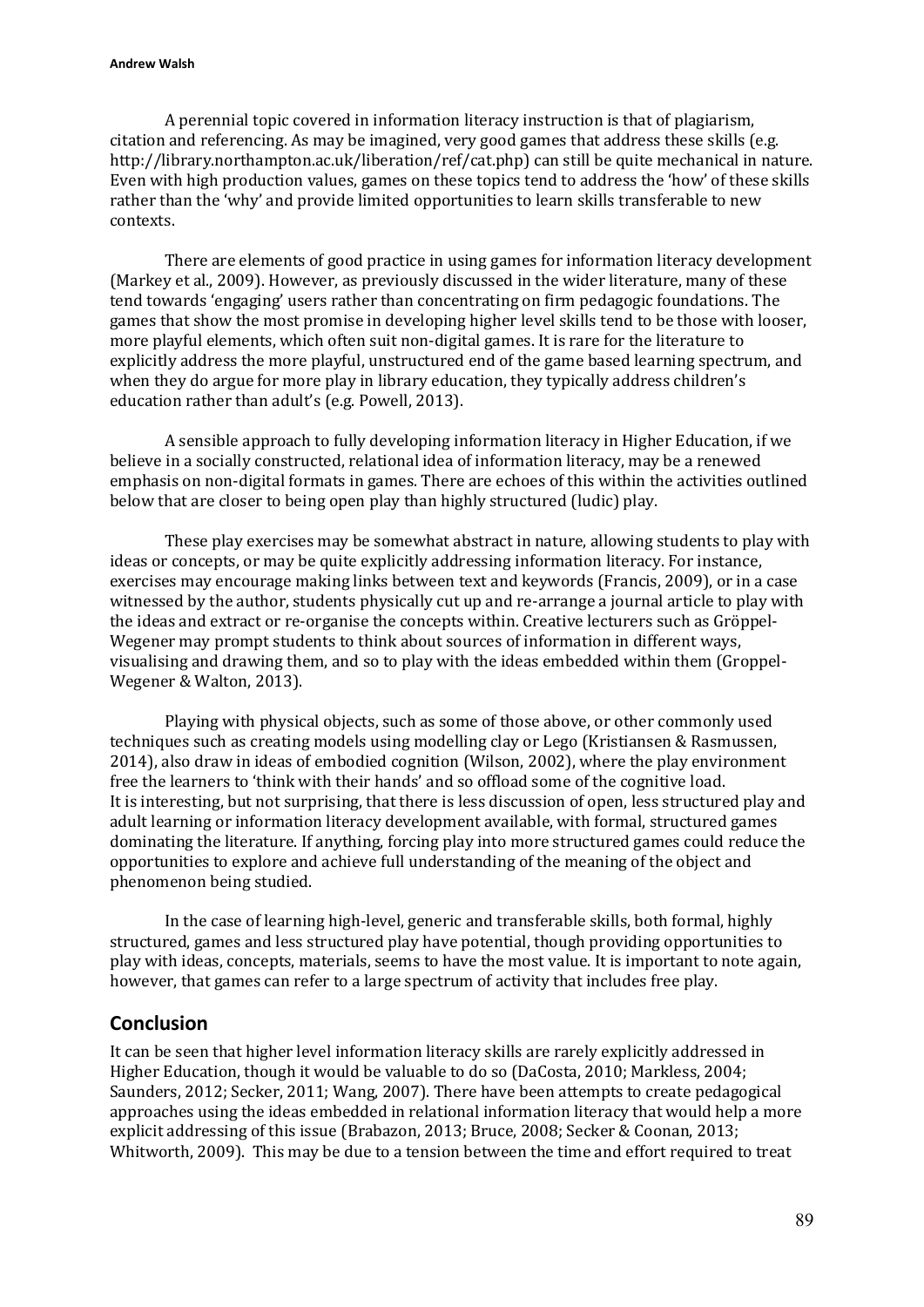A perennial topic covered in information literacy instruction is that of plagiarism, citation and referencing. As may be imagined, very good games that address these skills (e.g. http://library.northampton.ac.uk/liberation/ref/cat.php) can still be quite mechanical in nature. Even with high production values, games on these topics tend to address the 'how' of these skills rather than the 'why' and provide limited opportunities to learn skills transferable to new contexts.

There are elements of good practice in using games for information literacy development (Markey et al., 2009). However, as previously discussed in the wider literature, many of these tend towards 'engaging' users rather than concentrating on firm pedagogic foundations. The games that show the most promise in developing higher level skills tend to be those with looser, more playful elements, which often suit non-digital games. It is rare for the literature to explicitly address the more playful, unstructured end of the game based learning spectrum, and when they do argue for more play in library education, they typically address children's education rather than adult's (e.g. Powell, 2013).

A sensible approach to fully developing information literacy in Higher Education, if we believe in a socially constructed, relational idea of information literacy, may be a renewed emphasis on non-digital formats in games. There are echoes of this within the activities outlined below that are closer to being open play than highly structured (ludic) play.

These play exercises may be somewhat abstract in nature, allowing students to play with ideas or concepts, or may be quite explicitly addressing information literacy. For instance, exercises may encourage making links between text and keywords (Francis, 2009), or in a case witnessed by the author, students physically cut up and re-arrange a journal article to play with the ideas and extract or re-organise the concepts within. Creative lecturers such as Gröppel-Wegener may prompt students to think about sources of information in different ways, visualising and drawing them, and so to play with the ideas embedded within them (Groppel-Wegener & Walton, 2013).

Playing with physical objects, such as some of those above, or other commonly used techniques such as creating models using modelling clay or Lego (Kristiansen & Rasmussen, 2014), also draw in ideas of embodied cognition (Wilson, 2002), where the play environment free the learners to 'think with their hands' and so offload some of the cognitive load. It is interesting, but not surprising, that there is less discussion of open, less structured play and adult learning or information literacy development available, with formal, structured games dominating the literature. If anything, forcing play into more structured games could reduce the opportunities to explore and achieve full understanding of the meaning of the object and phenomenon being studied.

In the case of learning high-level, generic and transferable skills, both formal, highly structured, games and less structured play have potential, though providing opportunities to play with ideas, concepts, materials, seems to have the most value. It is important to note again, however, that games can refer to a large spectrum of activity that includes free play.

## Conclusion

It can be seen that higher level information literacy skills are rarely explicitly addressed in Higher Education, though it would be valuable to do so (DaCosta, 2010; Markless, 2004; Saunders, 2012; Secker, 2011; Wang, 2007). There have been attempts to create pedagogical approaches using the ideas embedded in relational information literacy that would help a more explicit addressing of this issue (Brabazon, 2013; Bruce, 2008; Secker & Coonan, 2013; Whitworth, 2009). This may be due to a tension between the time and effort required to treat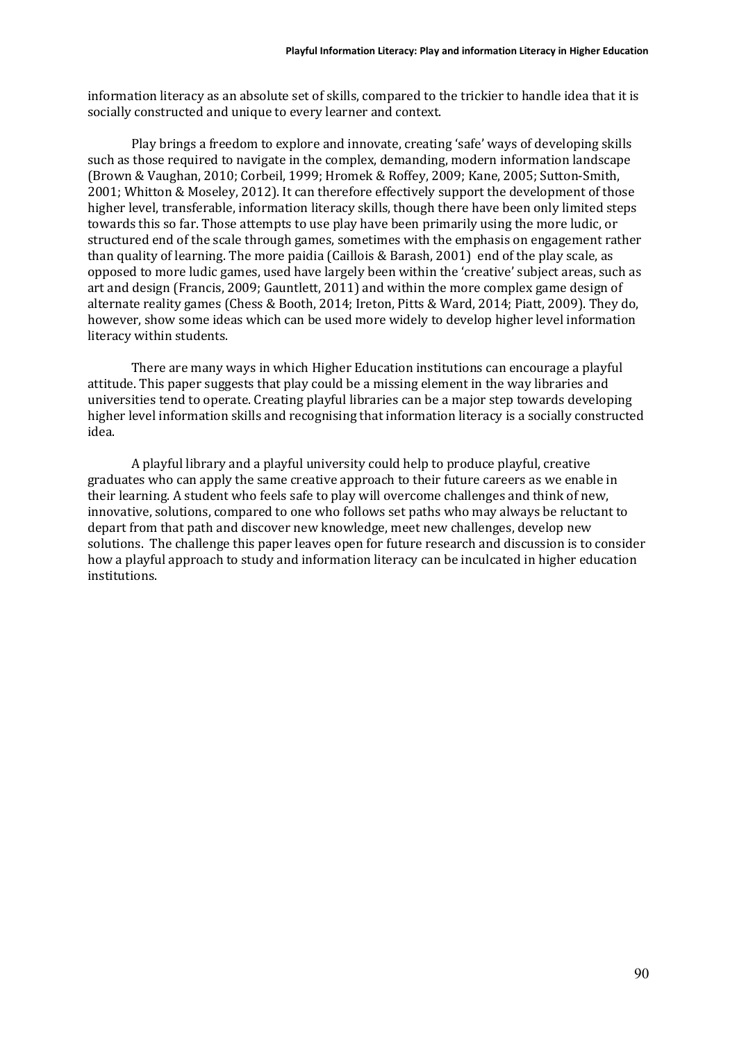information literacy as an absolute set of skills, compared to the trickier to handle idea that it is socially constructed and unique to every learner and context.

Play brings a freedom to explore and innovate, creating 'safe' ways of developing skills such as those required to navigate in the complex, demanding, modern information landscape (Brown & Vaughan, 2010; Corbeil, 1999; Hromek & Roffey, 2009; Kane, 2005; Sutton-Smith, 2001; Whitton & Moseley, 2012). It can therefore effectively support the development of those higher level, transferable, information literacy skills, though there have been only limited steps towards this so far. Those attempts to use play have been primarily using the more ludic, or structured end of the scale through games, sometimes with the emphasis on engagement rather than quality of learning. The more paidia (Caillois & Barash, 2001) end of the play scale, as opposed to more ludic games, used have largely been within the 'creative' subject areas, such as art and design (Francis, 2009; Gauntlett, 2011) and within the more complex game design of alternate reality games (Chess & Booth, 2014; Ireton, Pitts & Ward, 2014; Piatt, 2009). They do, however, show some ideas which can be used more widely to develop higher level information literacy within students.

There are many ways in which Higher Education institutions can encourage a playful attitude. This paper suggests that play could be a missing element in the way libraries and universities tend to operate. Creating playful libraries can be a major step towards developing higher level information skills and recognising that information literacy is a socially constructed idea.

A playful library and a playful university could help to produce playful, creative graduates who can apply the same creative approach to their future careers as we enable in their learning. A student who feels safe to play will overcome challenges and think of new, innovative, solutions, compared to one who follows set paths who may always be reluctant to depart from that path and discover new knowledge, meet new challenges, develop new solutions. The challenge this paper leaves open for future research and discussion is to consider how a playful approach to study and information literacy can be inculcated in higher education institutions.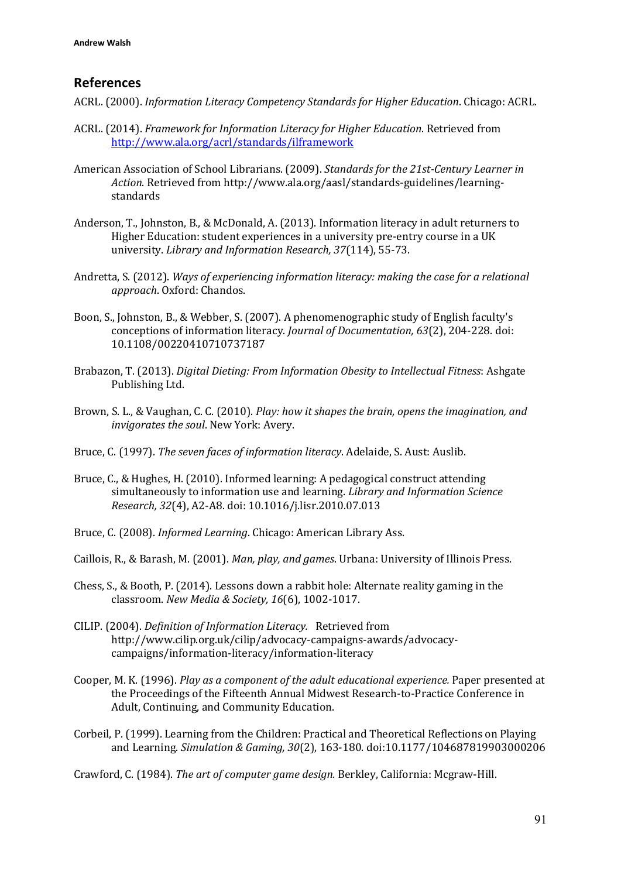## References

ACRL. (2000). *Information Literacy Competency Standards for Higher Education*. Chicago: ACRL.

ACRL. (2014). *Framework for Information Literacy for Higher Education*. Retrieved from http://www.ala.org/acrl/standards/ilframework

American Association of School Librarians. (2009). *Standards for the 21st-Century Learner in Action*. Retrieved from http://www.ala.org/aasl/standards-guidelines/learning-standards

Anderson, T., Johnston, B., & McDonald, A. (2013). Information literacy in adult returners to Higher Education: student experiences in a university pre-entry course in a UK university. *Library and Information Research, 37*(114), 55-73.

Andretta, S. (2012). *Ways of experiencing information literacy: making the case for a relational approach*. Oxford: Chandos.

Boon, S., Johnston, B., & Webber, S. (2007). A phenomenographic study of English faculty's conceptions of information literacy. *Journal of Documentation, 63*(2), 204-228. doi: 10.1108/00220410710737187

Brabazon, T. (2013). *Digital Dieting: From Information Obesity to Intellectual Fitness*: Ashgate Publishing Ltd.

Brown, S. L., & Vaughan, C. C. (2010). *Play: how it shapes the brain, opens the imagination, and invigorates the soul*. New York: Avery.

Bruce, C. (1997). *The seven faces of information literacy*. Adelaide, S. Aust: Auslib.

Bruce, C., & Hughes, H. (2010). Informed learning: A pedagogical construct attending simultaneously to information use and learning. *Library and Information Science Research, 32*(4), A2-A8. doi: 10.1016/j.lisr.2010.07.013

Bruce, C. (2008). *Informed Learning*. Chicago: American Library Ass.

Caillois, R., & Barash, M. (2001). *Man, play, and games*. Urbana: University of Illinois Press.

Chess, S., & Booth, P. (2014). Lessons down a rabbit hole: Alternate reality gaming in the classroom. *New Media & Society, 16*(6), 1002-1017.

CILIP. (2004). *Definition of Information Literacy.* Retrieved from http://www.cilip.org.uk/cilip/advocacy-campaigns-awards/advocacy-campaigns/information-literacy/information-literacy

Cooper, M. K. (1996). *Play as a component of the adult educational experience.* Paper presented at the Proceedings of the Fifteenth Annual Midwest Research-to-Practice Conference in Adult, Continuing, and Community Education.

Corbeil, P. (1999). Learning from the Children: Practical and Theoretical Reflections on Playing and Learning. *Simulation & Gaming, 30*(2), 163-180. doi:10.1177/104687819903000206

Crawford, C. (1984). *The art of computer game design.* Berkley, California: Mcgraw-Hill.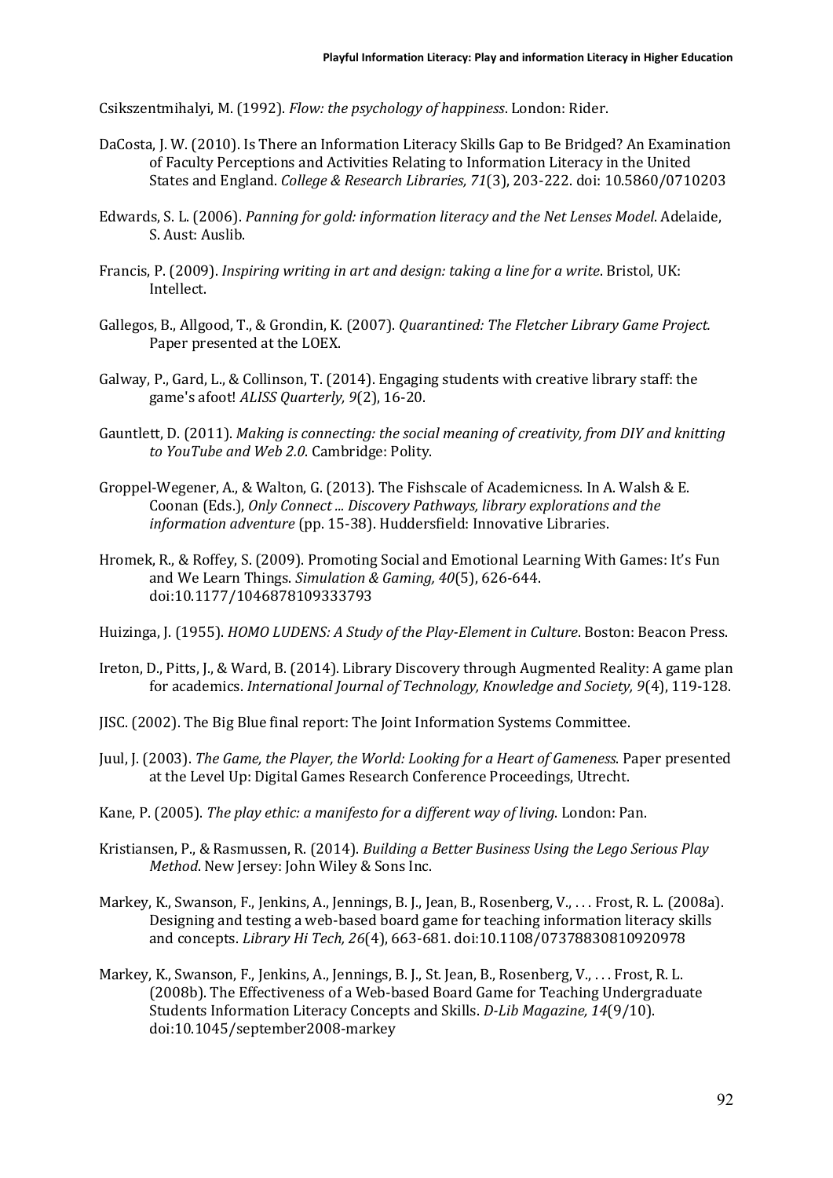Csikszentmihalyi, M. (1992). *Flow: the psychology of happiness*. London: Rider.

DaCosta, J. W. (2010). Is There an Information Literacy Skills Gap to Be Bridged? An Examination of Faculty Perceptions and Activities Relating to Information Literacy in the United States and England. *College & Research Libraries, 71*(3), 203-222. doi: 10.5860/0710203

Edwards, S. L. (2006). *Panning for gold: information literacy and the Net Lenses Model*. Adelaide, S. Aust: Auslib.

Francis, P. (2009). *Inspiring writing in art and design: taking a line for a write*. Bristol, UK: Intellect.

Gallegos, B., Allgood, T., & Grondin, K. (2007). *Quarantined: The Fletcher Library Game Project.* Paper presented at the LOEX.

Galway, P., Gard, L., & Collinson, T. (2014). Engaging students with creative library staff: the game's afoot! *ALISS Quarterly, 9*(2), 16-20.

Gauntlett, D. (2011). *Making is connecting: the social meaning of creativity, from DIY and knitting to YouTube and Web 2.0*. Cambridge: Polity.

Groppel-Wegener, A., & Walton, G. (2013). The Fishscale of Academicness. In A. Walsh & E. Coonan (Eds.), *Only Connect ... Discovery Pathways, library explorations and the information adventure* (pp. 15-38). Huddersfield: Innovative Libraries.

Hromek, R., & Roffey, S. (2009). Promoting Social and Emotional Learning With Games: It's Fun and We Learn Things. *Simulation & Gaming, 40*(5), 626-644. doi:10.1177/1046878109333793

Huizinga, J. (1955). *HOMO LUDENS: A Study of the Play-Element in Culture*. Boston: Beacon Press.

Ireton, D., Pitts, J., & Ward, B. (2014). Library Discovery through Augmented Reality: A game plan for academics. *International Journal of Technology, Knowledge and Society, 9*(4), 119-128.

JISC. (2002). The Big Blue final report: The Joint Information Systems Committee.

Juul, J. (2003). *The Game, the Player, the World: Looking for a Heart of Gameness.* Paper presented at the Level Up: Digital Games Research Conference Proceedings, Utrecht.

Kane, P. (2005). *The play ethic: a manifesto for a different way of living.* London: Pan.

Kristiansen, P., & Rasmussen, R. (2014). *Building a Better Business Using the Lego Serious Play Method*. New Jersey: John Wiley & Sons Inc.

Markey, K., Swanson, F., Jenkins, A., Jennings, B. J., Jean, B., Rosenberg, V., . . . Frost, R. L. (2008a). Designing and testing a web-based board game for teaching information literacy skills and concepts. *Library Hi Tech, 26*(4), 663-681. doi:10.1108/07378830810920978

Markey, K., Swanson, F., Jenkins, A., Jennings, B. J., St. Jean, B., Rosenberg, V., . . . Frost, R. L. (2008b). The Effectiveness of a Web-based Board Game for Teaching Undergraduate Students Information Literacy Concepts and Skills. *D-Lib Magazine, 14*(9/10). doi:10.1045/september2008-markey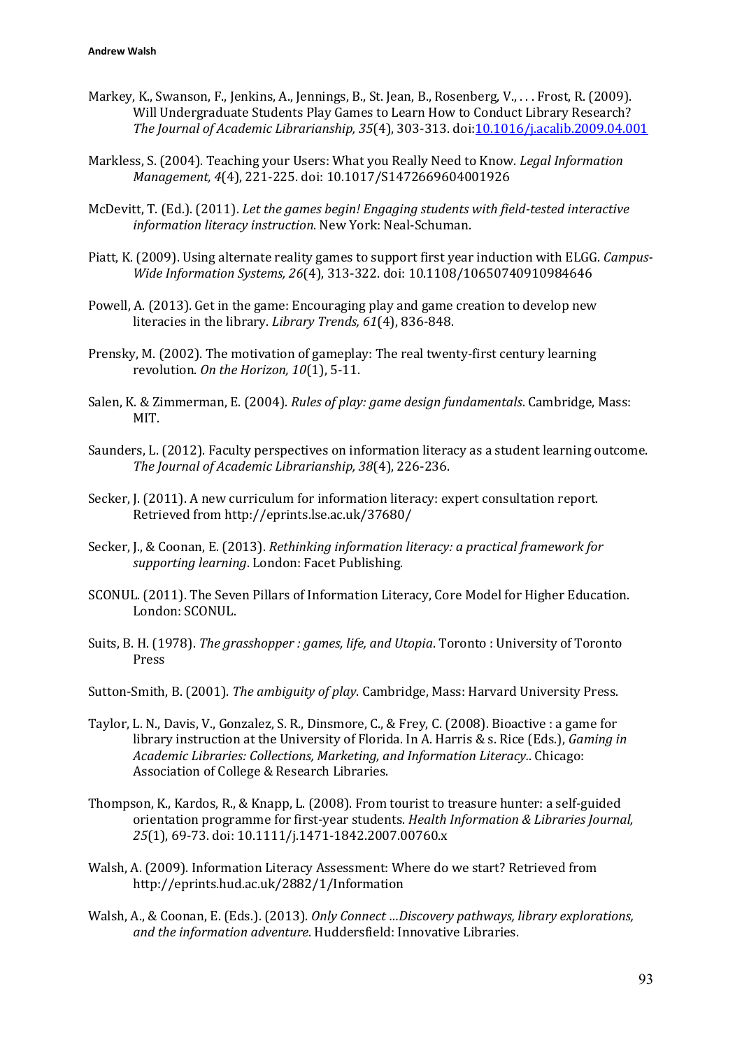Markey, K., Swanson, F., Jenkins, A., Jennings, B., St. Jean, B., Rosenberg, V., . . . Frost, R. (2009). Will Undergraduate Students Play Games to Learn How to Conduct Library Research? *The Journal of Academic Librarianship, 35*(4), 303-313. doi:10.1016/j.acalib.2009.04.001

Markless, S. (2004). Teaching your Users: What you Really Need to Know. *Legal Information Management, 4*(4), 221-225. doi: 10.1017/S1472669604001926

McDevitt, T. (Ed.). (2011). *Let the games begin! Engaging students with field-tested interactive information literacy instruction*. New York: Neal-Schuman.

Piatt, K. (2009). Using alternate reality games to support first year induction with ELGG. *Campus-Wide Information Systems, 26*(4), 313-322. doi: 10.1108/10650740910984646

Powell, A. (2013). Get in the game: Encouraging play and game creation to develop new literacies in the library. *Library Trends, 61*(4), 836-848.

Prensky, M. (2002). The motivation of gameplay: The real twenty-first century learning revolution. *On the Horizon, 10*(1), 5-11.

Salen, K. & Zimmerman, E. (2004). *Rules of play: game design fundamentals*. Cambridge, Mass: MIT.

Saunders, L. (2012). Faculty perspectives on information literacy as a student learning outcome. *The Journal of Academic Librarianship, 38*(4), 226-236.

Secker, J. (2011). A new curriculum for information literacy: expert consultation report. Retrieved from http://eprints.lse.ac.uk/37680/

Secker, J., & Coonan, E. (2013). *Rethinking information literacy: a practical framework for supporting learning*. London: Facet Publishing.

SCONUL. (2011). The Seven Pillars of Information Literacy, Core Model for Higher Education. London: SCONUL.

Suits, B. H. (1978). *The grasshopper : games, life, and Utopia*. Toronto : University of Toronto Press

Sutton-Smith, B. (2001). *The ambiguity of play*. Cambridge, Mass: Harvard University Press.

Taylor, L. N., Davis, V., Gonzalez, S. R., Dinsmore, C., & Frey, C. (2008). Bioactive : a game for library instruction at the University of Florida. In A. Harris & s. Rice (Eds.), *Gaming in Academic Libraries: Collections, Marketing, and Information Literacy.*. Chicago: Association of College & Research Libraries.

Thompson, K., Kardos, R., & Knapp, L. (2008). From tourist to treasure hunter: a self-guided orientation programme for first-year students. *Health Information & Libraries Journal, 25*(1), 69-73. doi: 10.1111/j.1471-1842.2007.00760.x

Walsh, A. (2009). Information Literacy Assessment: Where do we start? Retrieved from http://eprints.hud.ac.uk/2882/1/Information

Walsh, A., & Coonan, E. (Eds.). (2013). *Only Connect ...Discovery pathways, library explorations, and the information adventure*. Huddersfield: Innovative Libraries.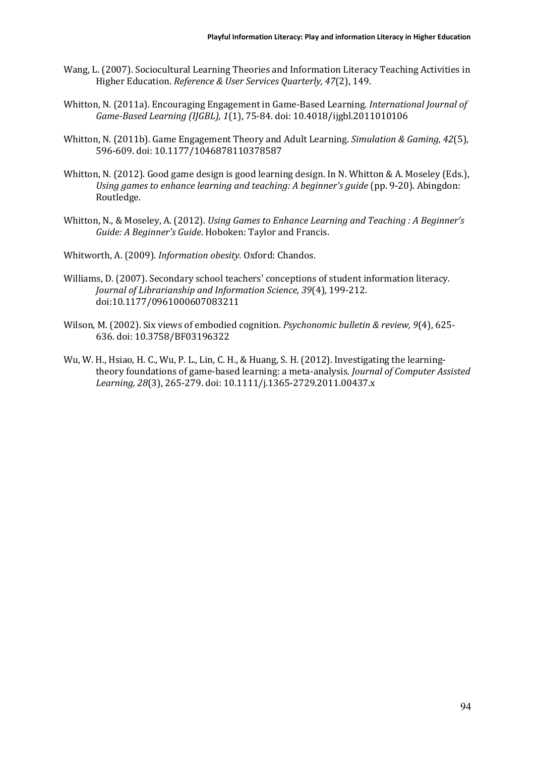Wang, L. (2007). Sociocultural Learning Theories and Information Literacy Teaching Activities in Higher Education. *Reference & User Services Quarterly, 47*(2), 149.

Whitton, N. (2011a). Encouraging Engagement in Game-Based Learning. *International Journal of Game-Based Learning (IJGBL), 1*(1), 75-84. doi: 10.4018/ijgbl.2011010106

Whitton, N. (2011b). Game Engagement Theory and Adult Learning. *Simulation & Gaming, 42*(5), 596-609. doi: 10.1177/1046878110378587

Whitton, N. (2012). Good game design is good learning design. In N. Whitton & A. Moseley (Eds.), *Using games to enhance learning and teaching: A beginner's guide* (pp. 9-20). Abingdon: Routledge.

Whitton, N., & Moseley, A. (2012). *Using Games to Enhance Learning and Teaching : A Beginner's Guide: A Beginner's Guide*. Hoboken: Taylor and Francis.

Whitworth, A. (2009). *Information obesity*. Oxford: Chandos.

Williams, D. (2007). Secondary school teachers' conceptions of student information literacy. *Journal of Librarianship and Information Science, 39*(4), 199-212. doi:10.1177/0961000607083211

Wilson, M. (2002). Six views of embodied cognition. *Psychonomic bulletin & review, 9*(4), 625-636. doi: 10.3758/BF03196322

Wu, W. H., Hsiao, H. C., Wu, P. L., Lin, C. H., & Huang, S. H. (2012). Investigating the learning-theory foundations of game-based learning: a meta-analysis. *Journal of Computer Assisted Learning, 28*(3), 265-279. doi: 10.1111/j.1365-2729.2011.00437.x